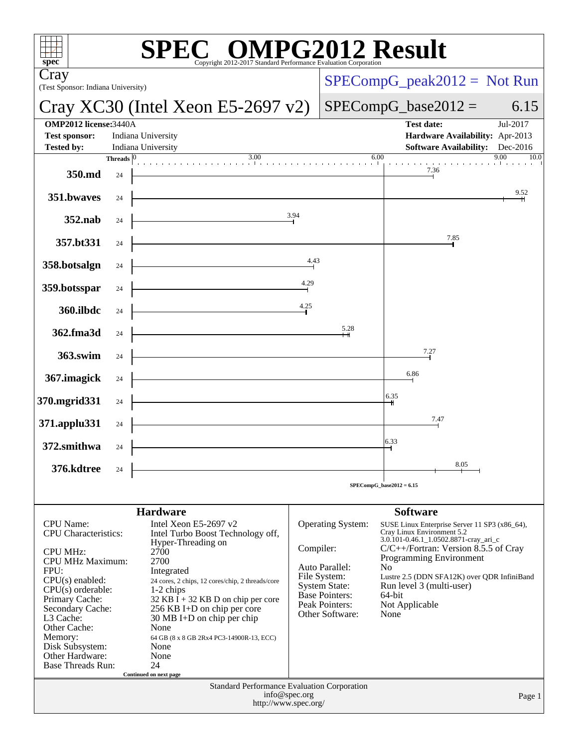# SPEC OMPG2012 Result

Copyright 2012-2017 Standard Performance Evaluation Corporation

**Cray**
(Test Sponsor: Indiana University)

## Cray XC30 (Intel Xeon E5-2697 v2)

SPECompG_peak2012 = Not Run

SPECompG_base2012 = 6.15

| | | | |
|---|---|---|---|
| **OMP2012 license:** | 3440A | **Test date:** | Jul-2017 |
| **Test sponsor:** | Indiana University | **Hardware Availability:** | Apr-2013 |
| **Tested by:** | Indiana University | **Software Availability:** | Dec-2016 |

| Benchmark | Threads | Base Ratio |
|---|---|---|
| 350.md | 24 | 7.36 |
| 351.bwaves | 24 | 9.52 |
| 352.nab | 24 | 3.94 |
| 357.bt331 | 24 | 7.85 |
| 358.botsalgn | 24 | 4.43 |
| 359.botsspar | 24 | 4.29 |
| 360.ilbdc | 24 | 4.25 |
| 362.fma3d | 24 | 5.28 |
| 363.swim | 24 | 7.27 |
| 367.imagick | 24 | 6.86 |
| 370.mgrid331 | 24 | 6.35 |
| 371.applu331 | 24 | 7.47 |
| 372.smithwa | 24 | 6.33 |
| 376.kdtree | 24 | 8.05 |

SPECompG_base2012 = 6.15

### Hardware

| | |
|---|---|
| CPU Name: | Intel Xeon E5-2697 v2 |
| CPU Characteristics: | Intel Turbo Boost Technology off, Hyper-Threading on |
| CPU MHz: | 2700 |
| CPU MHz Maximum: | 2700 |
| FPU: | Integrated |
| CPU(s) enabled: | 24 cores, 2 chips, 12 cores/chip, 2 threads/core |
| CPU(s) orderable: | 1-2 chips |
| Primary Cache: | 32 KB I + 32 KB D on chip per core |
| Secondary Cache: | 256 KB I+D on chip per core |
| L3 Cache: | 30 MB I+D on chip per chip |
| Other Cache: | None |
| Memory: | 64 GB (8 x 8 GB 2Rx4 PC3-14900R-13, ECC) |
| Disk Subsystem: | None |
| Other Hardware: | None |
| Base Threads Run: | 24 |

Continued on next page

### Software

| | |
|---|---|
| Operating System: | SUSE Linux Enterprise Server 11 SP3 (x86_64), Cray Linux Environment 5.2 3.0.101-0.46.1_1.0502.8871-cray_ari_c |
| Compiler: | C/C++/Fortran: Version 8.5.5 of Cray Programming Environment |
| Auto Parallel: | No |
| File System: | Lustre 2.5 (DDN SFA12K) over QDR InfiniBand |
| System State: | Run level 3 (multi-user) |
| Base Pointers: | 64-bit |
| Peak Pointers: | Not Applicable |
| Other Software: | None |

Standard Performance Evaluation Corporation
info@spec.org
http://www.spec.org/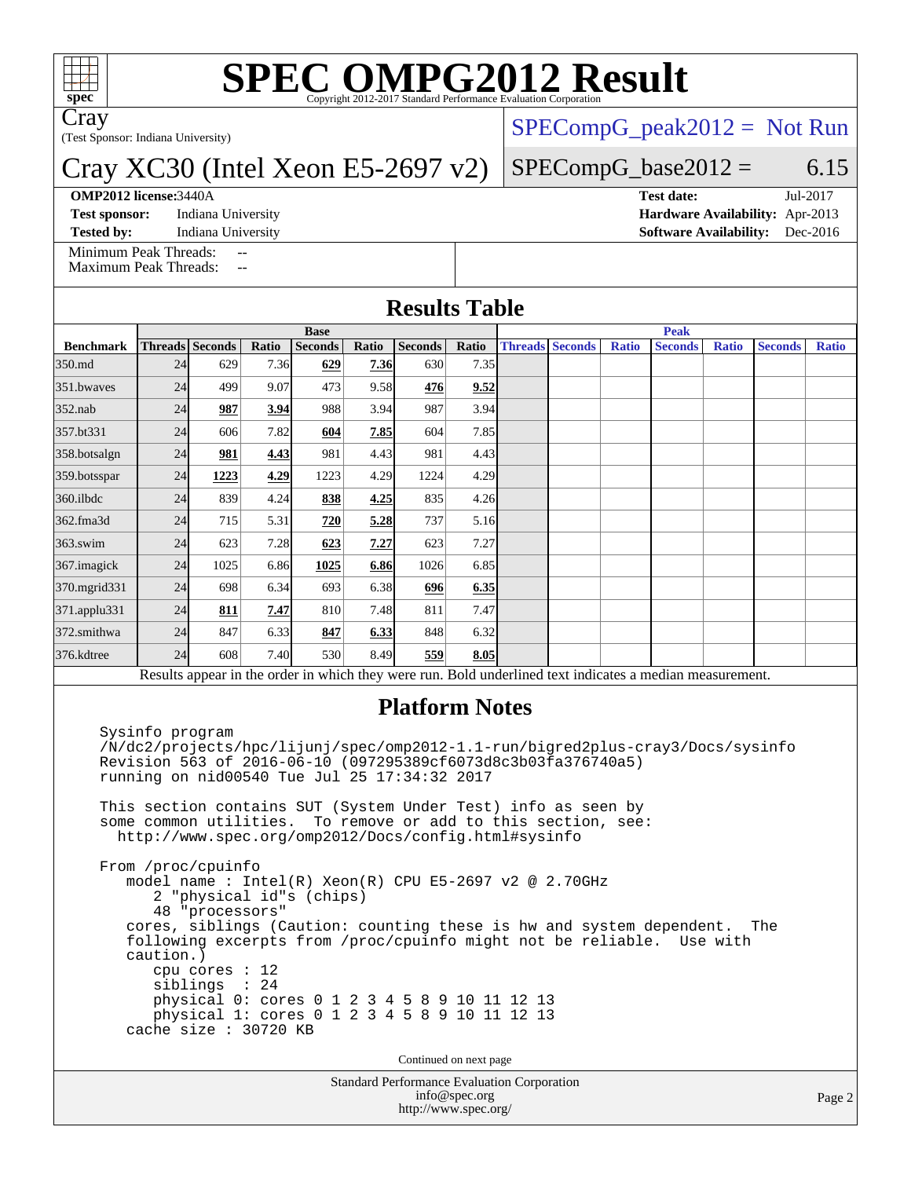# SPEC OMPG2012 Result

Copyright 2012-2017 Standard Performance Evaluation Corporation

Cray

(Test Sponsor: Indiana University)

## Cray XC30 (Intel Xeon E5-2697 v2)

SPECompG_peak2012 = Not Run

SPECompG_base2012 = 6.15

**OMP2012 license:** 3440A | **Test date:** Jul-2017
**Test sponsor:** Indiana University | **Hardware Availability:** Apr-2013
**Tested by:** Indiana University | **Software Availability:** Dec-2016

Minimum Peak Threads: --
Maximum Peak Threads: --

## Results Table

| | Base | | | | | | | Peak | | | | | | |
|---|---|---|---|---|---|---|---|---|---|---|---|---|---|---|
| **Benchmark** | **Threads** | **Seconds** | **Ratio** | **Seconds** | **Ratio** | **Seconds** | **Ratio** | **Threads** | **Seconds** | **Ratio** | **Seconds** | **Ratio** | **Seconds** | **Ratio** |
| 350.md | 24 | 629 | 7.36 | **629** | **7.36** | 630 | 7.35 | | | | | | | |
| 351.bwaves | 24 | 499 | 9.07 | 473 | 9.58 | **476** | **9.52** | | | | | | | |
| 352.nab | 24 | **987** | **3.94** | 988 | 3.94 | 987 | 3.94 | | | | | | | |
| 357.bt331 | 24 | 606 | 7.82 | **604** | **7.85** | 604 | 7.85 | | | | | | | |
| 358.botsalgn | 24 | **981** | **4.43** | 981 | 4.43 | 981 | 4.43 | | | | | | | |
| 359.botsspar | 24 | **1223** | **4.29** | 1223 | 4.29 | 1224 | 4.29 | | | | | | | |
| 360.ilbdc | 24 | 839 | 4.24 | **838** | **4.25** | 835 | 4.26 | | | | | | | |
| 362.fma3d | 24 | 715 | 5.31 | **720** | **5.28** | 737 | 5.16 | | | | | | | |
| 363.swim | 24 | 623 | 7.28 | **623** | **7.27** | 623 | 7.27 | | | | | | | |
| 367.imagick | 24 | 1025 | 6.86 | **1025** | **6.86** | 1026 | 6.85 | | | | | | | |
| 370.mgrid331 | 24 | 698 | 6.34 | 693 | 6.38 | **696** | **6.35** | | | | | | | |
| 371.applu331 | 24 | **811** | **7.47** | 810 | 7.48 | 811 | 7.47 | | | | | | | |
| 372.smithwa | 24 | 847 | 6.33 | **847** | **6.33** | 848 | 6.32 | | | | | | | |
| 376.kdtree | 24 | 608 | 7.40 | 530 | 8.49 | **559** | **8.05** | | | | | | | |

Results appear in the order in which they were run. Bold underlined text indicates a median measurement.

## Platform Notes

```
Sysinfo program
/N/dc2/projects/hpc/lijunj/spec/omp2012-1.1-run/bigred2plus-cray3/Docs/sysinfo
Revision 563 of 2016-06-10 (097295389cf6073d8c3b03fa376740a5)
running on nid00540 Tue Jul 25 17:34:32 2017

This section contains SUT (System Under Test) info as seen by
some common utilities.  To remove or add to this section, see:
  http://www.spec.org/omp2012/Docs/config.html#sysinfo

From /proc/cpuinfo
   model name : Intel(R) Xeon(R) CPU E5-2697 v2 @ 2.70GHz
      2 "physical id"s (chips)
      48 "processors"
   cores, siblings (Caution: counting these is hw and system dependent.  The
   following excerpts from /proc/cpuinfo might not be reliable.  Use with
   caution.)
      cpu cores : 12
      siblings  : 24
      physical 0: cores 0 1 2 3 4 5 8 9 10 11 12 13
      physical 1: cores 0 1 2 3 4 5 8 9 10 11 12 13
   cache size : 30720 KB
```

Continued on next page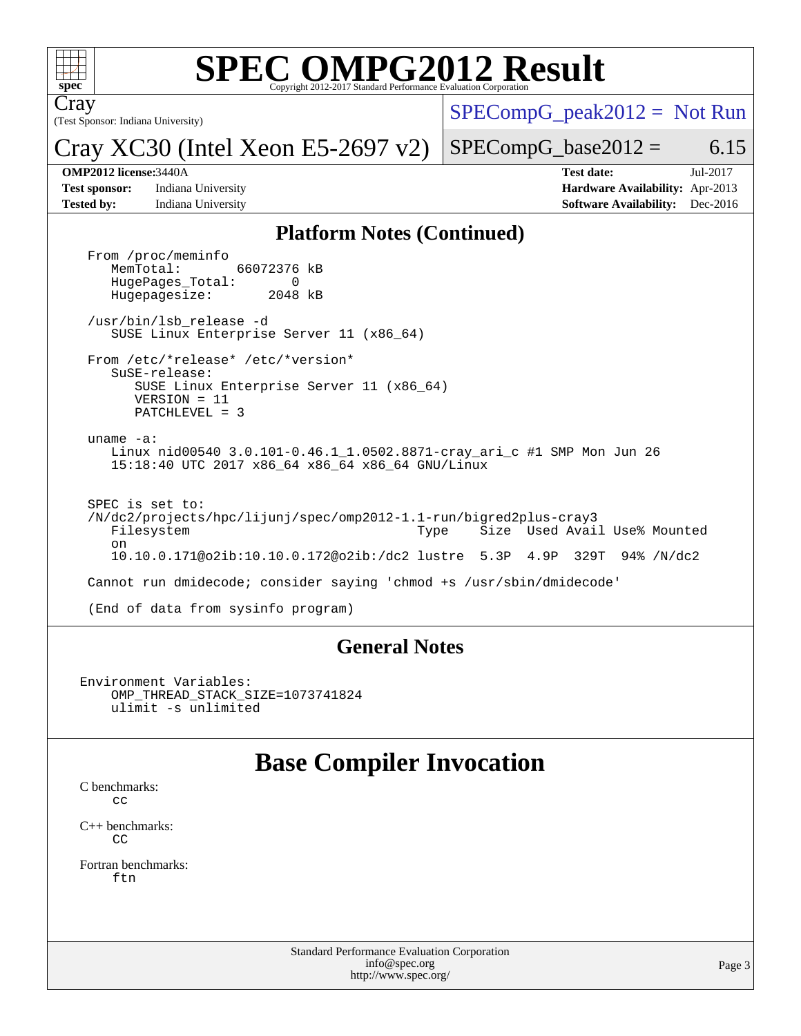## Platform Notes (Continued)

```
From /proc/meminfo
   MemTotal:       66072376 kB
   HugePages_Total:       0
   Hugepagesize:       2048 kB

/usr/bin/lsb_release -d
   SUSE Linux Enterprise Server 11 (x86_64)

From /etc/*release* /etc/*version*
   SuSE-release:
      SUSE Linux Enterprise Server 11 (x86_64)
      VERSION = 11
      PATCHLEVEL = 3

uname -a:
   Linux nid00540 3.0.101-0.46.1_1.0502.8871-cray_ari_c #1 SMP Mon Jun 26
   15:18:40 UTC 2017 x86_64 x86_64 x86_64 GNU/Linux


SPEC is set to:
/N/dc2/projects/hpc/lijunj/spec/omp2012-1.1-run/bigred2plus-cray3
   Filesystem                            Type    Size  Used Avail Use% Mounted
   on
   10.10.0.171@o2ib:10.10.0.172@o2ib:/dc2 lustre  5.3P  4.9P  329T  94% /N/dc2

Cannot run dmidecode; consider saying 'chmod +s /usr/sbin/dmidecode'

(End of data from sysinfo program)
```

## General Notes

```
Environment Variables:
    OMP_THREAD_STACK_SIZE=1073741824
    ulimit -s unlimited
```

# Base Compiler Invocation

C benchmarks:
cc

C++ benchmarks:
CC

Fortran benchmarks:
ftn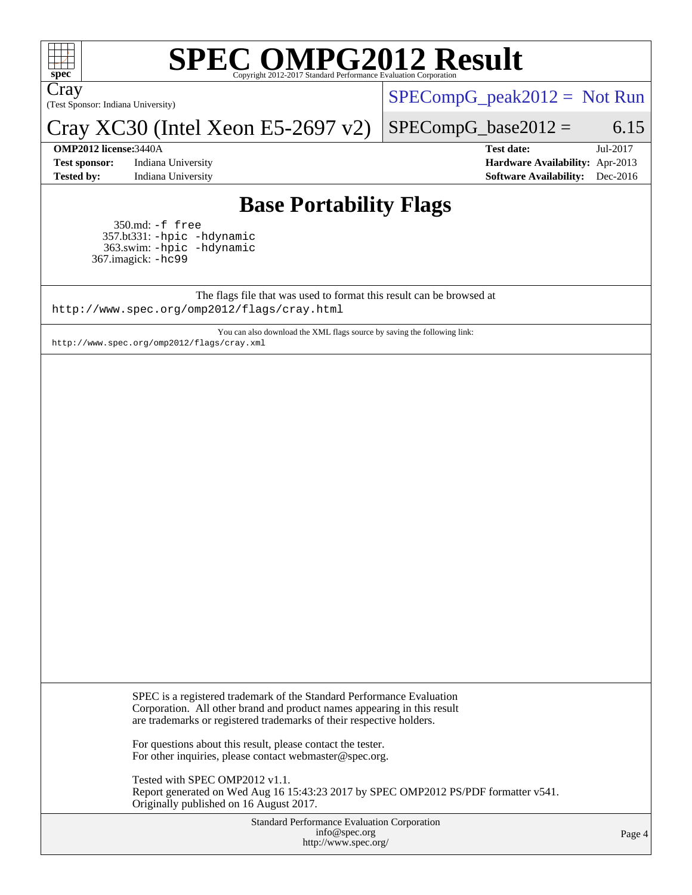Cray
(Test Sponsor: Indiana University)

# Cray XC30 (Intel Xeon E5-2697 v2)

SPECompG_peak2012 = Not Run

SPECompG_base2012 = 6.15

| | | | |
|---|---|---|---|
| **OMP2012 license:** | 3440A | **Test date:** | Jul-2017 |
| **Test sponsor:** | Indiana University | **Hardware Availability:** | Apr-2013 |
| **Tested by:** | Indiana University | **Software Availability:** | Dec-2016 |

## Base Portability Flags

350.md: `-f free`
357.bt331: `-hpic -hdynamic`
363.swim: `-hpic -hdynamic`
367.imagick: `-hc99`

The flags file that was used to format this result can be browsed at
http://www.spec.org/omp2012/flags/cray.html

You can also download the XML flags source by saving the following link:
http://www.spec.org/omp2012/flags/cray.xml

SPEC is a registered trademark of the Standard Performance Evaluation Corporation. All other brand and product names appearing in this result are trademarks or registered trademarks of their respective holders.

For questions about this result, please contact the tester.
For other inquiries, please contact webmaster@spec.org.

Tested with SPEC OMP2012 v1.1.
Report generated on Wed Aug 16 15:43:23 2017 by SPEC OMP2012 PS/PDF formatter v541.
Originally published on 16 August 2017.